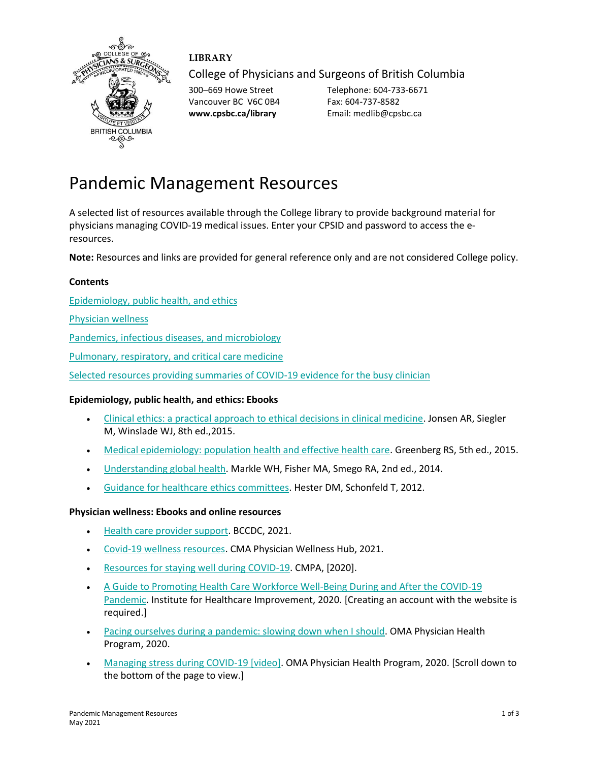**LIBRARY**

College of Physicians and Surgeons of British Columbia

300–669 Howe Street
Vancouver BC V6C 0B4
**www.cpsbc.ca/library**

Telephone: 604-733-6671
Fax: 604-737-8582
Email: medlib@cpsbc.ca

# Pandemic Management Resources

A selected list of resources available through the College library to provide background material for physicians managing COVID-19 medical issues. Enter your CPSID and password to access the e-resources.

**Note:** Resources and links are provided for general reference only and are not considered College policy.

**Contents**

Epidemiology, public health, and ethics

Physician wellness

Pandemics, infectious diseases, and microbiology

Pulmonary, respiratory, and critical care medicine

Selected resources providing summaries of COVID-19 evidence for the busy clinician

**Epidemiology, public health, and ethics: Ebooks**

- Clinical ethics: a practical approach to ethical decisions in clinical medicine. Jonsen AR, Siegler M, Winslade WJ, 8th ed.,2015.
- Medical epidemiology: population health and effective health care. Greenberg RS, 5th ed., 2015.
- Understanding global health. Markle WH, Fisher MA, Smego RA, 2nd ed., 2014.
- Guidance for healthcare ethics committees. Hester DM, Schonfeld T, 2012.

**Physician wellness: Ebooks and online resources**

- Health care provider support. BCCDC, 2021.
- Covid-19 wellness resources. CMA Physician Wellness Hub, 2021.
- Resources for staying well during COVID-19. CMPA, [2020].
- A Guide to Promoting Health Care Workforce Well-Being During and After the COVID-19 Pandemic. Institute for Healthcare Improvement, 2020. [Creating an account with the website is required.]
- Pacing ourselves during a pandemic: slowing down when I should. OMA Physician Health Program, 2020.
- Managing stress during COVID-19 [video]. OMA Physician Health Program, 2020. [Scroll down to the bottom of the page to view.]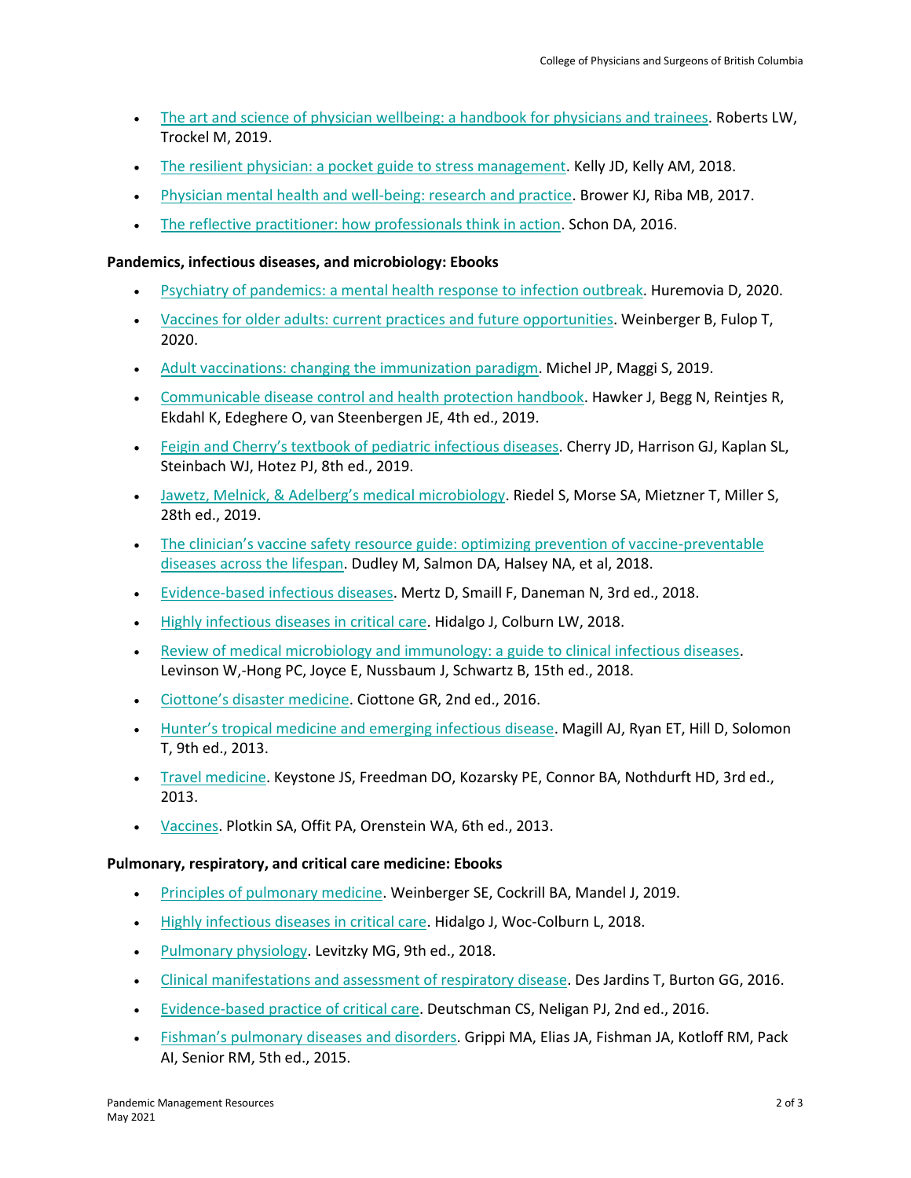- The art and science of physician wellbeing: a handbook for physicians and trainees. Roberts LW, Trockel M, 2019.
- The resilient physician: a pocket guide to stress management. Kelly JD, Kelly AM, 2018.
- Physician mental health and well-being: research and practice. Brower KJ, Riba MB, 2017.
- The reflective practitioner: how professionals think in action. Schon DA, 2016.

**Pandemics, infectious diseases, and microbiology: Ebooks**

- Psychiatry of pandemics: a mental health response to infection outbreak. Huremovia D, 2020.
- Vaccines for older adults: current practices and future opportunities. Weinberger B, Fulop T, 2020.
- Adult vaccinations: changing the immunization paradigm. Michel JP, Maggi S, 2019.
- Communicable disease control and health protection handbook. Hawker J, Begg N, Reintjes R, Ekdahl K, Edeghere O, van Steenbergen JE, 4th ed., 2019.
- Feigin and Cherry's textbook of pediatric infectious diseases. Cherry JD, Harrison GJ, Kaplan SL, Steinbach WJ, Hotez PJ, 8th ed., 2019.
- Jawetz, Melnick, & Adelberg's medical microbiology. Riedel S, Morse SA, Mietzner T, Miller S, 28th ed., 2019.
- The clinician's vaccine safety resource guide: optimizing prevention of vaccine-preventable diseases across the lifespan. Dudley M, Salmon DA, Halsey NA, et al, 2018.
- Evidence-based infectious diseases. Mertz D, Smaill F, Daneman N, 3rd ed., 2018.
- Highly infectious diseases in critical care. Hidalgo J, Colburn LW, 2018.
- Review of medical microbiology and immunology: a guide to clinical infectious diseases. Levinson W,-Hong PC, Joyce E, Nussbaum J, Schwartz B, 15th ed., 2018.
- Ciottone's disaster medicine. Ciottone GR, 2nd ed., 2016.
- Hunter's tropical medicine and emerging infectious disease. Magill AJ, Ryan ET, Hill D, Solomon T, 9th ed., 2013.
- Travel medicine. Keystone JS, Freedman DO, Kozarsky PE, Connor BA, Nothdurft HD, 3rd ed., 2013.
- Vaccines. Plotkin SA, Offit PA, Orenstein WA, 6th ed., 2013.

**Pulmonary, respiratory, and critical care medicine: Ebooks**

- Principles of pulmonary medicine. Weinberger SE, Cockrill BA, Mandel J, 2019.
- Highly infectious diseases in critical care. Hidalgo J, Woc-Colburn L, 2018.
- Pulmonary physiology. Levitzky MG, 9th ed., 2018.
- Clinical manifestations and assessment of respiratory disease. Des Jardins T, Burton GG, 2016.
- Evidence-based practice of critical care. Deutschman CS, Neligan PJ, 2nd ed., 2016.
- Fishman's pulmonary diseases and disorders. Grippi MA, Elias JA, Fishman JA, Kotloff RM, Pack AI, Senior RM, 5th ed., 2015.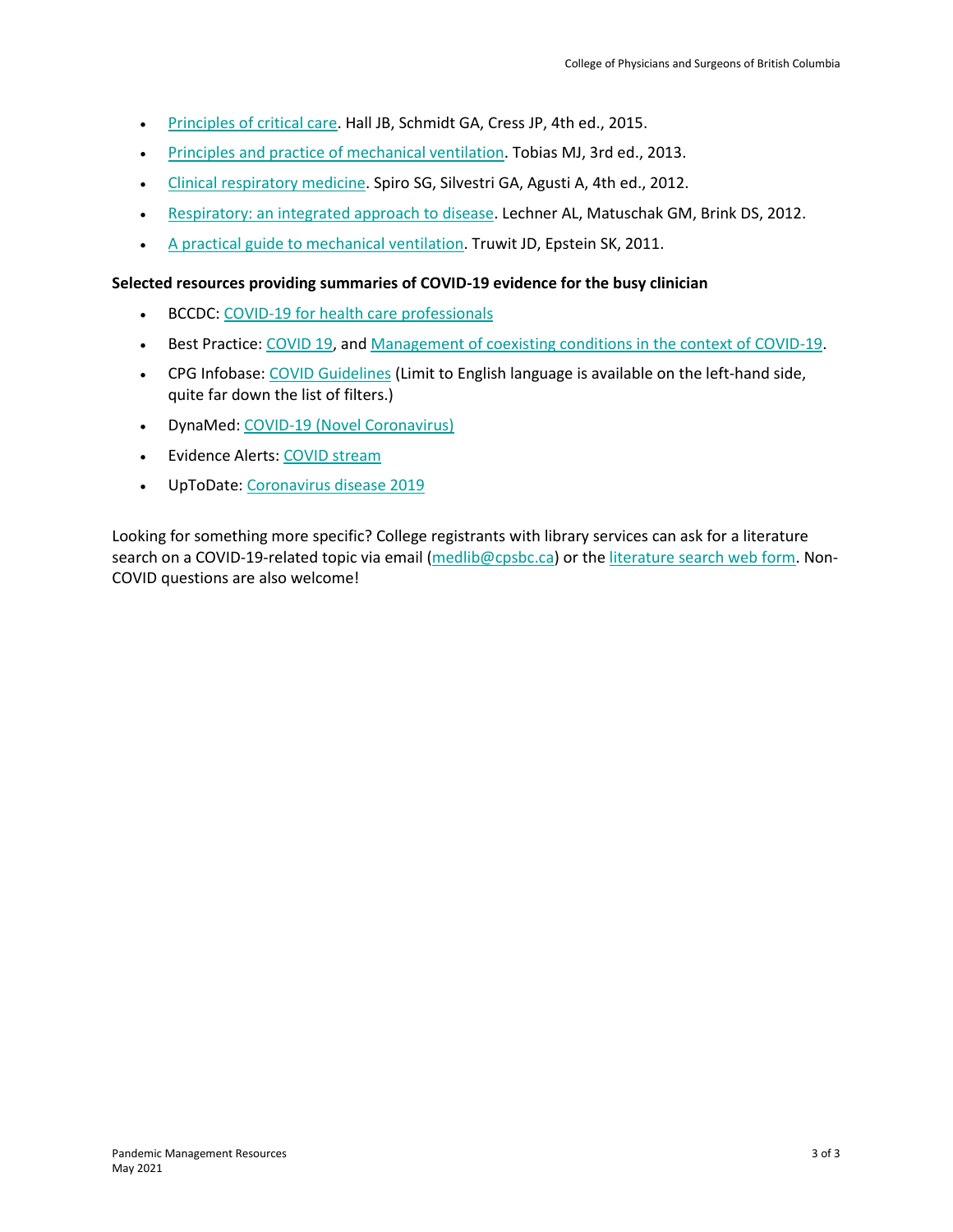- Principles of critical care. Hall JB, Schmidt GA, Cress JP, 4th ed., 2015.
- Principles and practice of mechanical ventilation. Tobias MJ, 3rd ed., 2013.
- Clinical respiratory medicine. Spiro SG, Silvestri GA, Agusti A, 4th ed., 2012.
- Respiratory: an integrated approach to disease. Lechner AL, Matuschak GM, Brink DS, 2012.
- A practical guide to mechanical ventilation. Truwit JD, Epstein SK, 2011.

**Selected resources providing summaries of COVID-19 evidence for the busy clinician**

- BCCDC: COVID-19 for health care professionals
- Best Practice: COVID 19, and Management of coexisting conditions in the context of COVID-19.
- CPG Infobase: COVID Guidelines (Limit to English language is available on the left-hand side, quite far down the list of filters.)
- DynaMed: COVID-19 (Novel Coronavirus)
- Evidence Alerts: COVID stream
- UpToDate: Coronavirus disease 2019

Looking for something more specific? College registrants with library services can ask for a literature search on a COVID-19-related topic via email (medlib@cpsbc.ca) or the literature search web form. Non-COVID questions are also welcome!